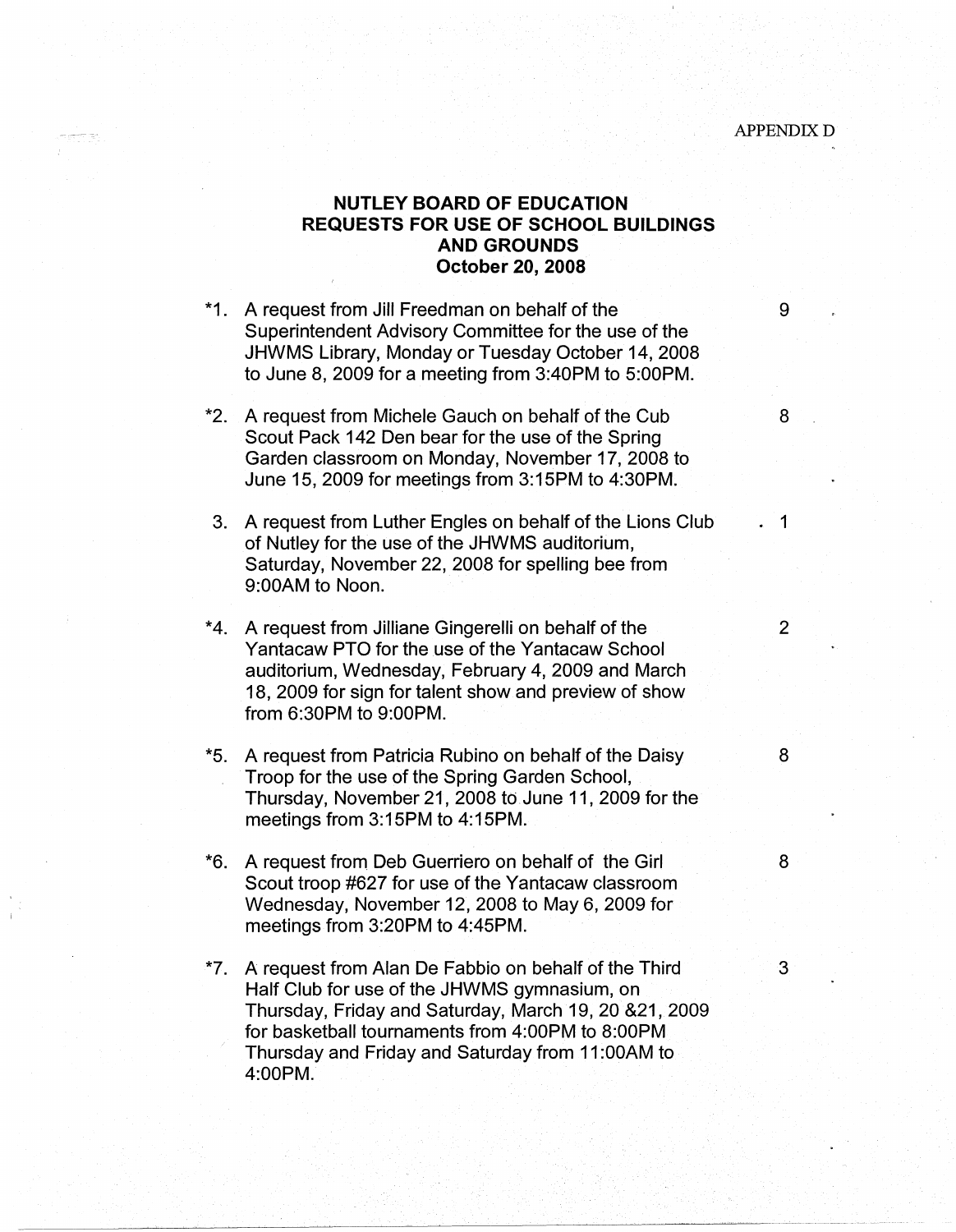APPENDIX D

# NUTLEY BOARD OF EDUCATION
# REQUESTS FOR USE OF SCHOOL BUILDINGS AND GROUNDS
# October 20, 2008

| | | |
|---|---|---|
| *1. | A request from Jill Freedman on behalf of the Superintendent Advisory Committee for the use of the JHWMS Library, Monday or Tuesday October 14, 2008 to June 8, 2009 for a meeting from 3:40PM to 5:00PM. | 9 |
| *2. | A request from Michele Gauch on behalf of the Cub Scout Pack 142 Den bear for the use of the Spring Garden classroom on Monday, November 17, 2008 to June 15, 2009 for meetings from 3:15PM to 4:30PM. | 8 |
| 3. | A request from Luther Engles on behalf of the Lions Club of Nutley for the use of the JHWMS auditorium, Saturday, November 22, 2008 for spelling bee from 9:00AM to Noon. | 1 |
| *4. | A request from Jilliane Gingerelli on behalf of the Yantacaw PTO for the use of the Yantacaw School auditorium, Wednesday, February 4, 2009 and March 18, 2009 for sign for talent show and preview of show from 6:30PM to 9:00PM. | 2 |
| *5. | A request from Patricia Rubino on behalf of the Daisy Troop for the use of the Spring Garden School, Thursday, November 21, 2008 to June 11, 2009 for the meetings from 3:15PM to 4:15PM. | 8 |
| *6. | A request from Deb Guerriero on behalf of the Girl Scout troop #627 for use of the Yantacaw classroom Wednesday, November 12, 2008 to May 6, 2009 for meetings from 3:20PM to 4:45PM. | 8 |
| *7. | A request from Alan De Fabbio on behalf of the Third Half Club for use of the JHWMS gymnasium, on Thursday, Friday and Saturday, March 19, 20 &21, 2009 for basketball tournaments from 4:00PM to 8:00PM Thursday and Friday and Saturday from 11:00AM to 4:00PM. | 3 |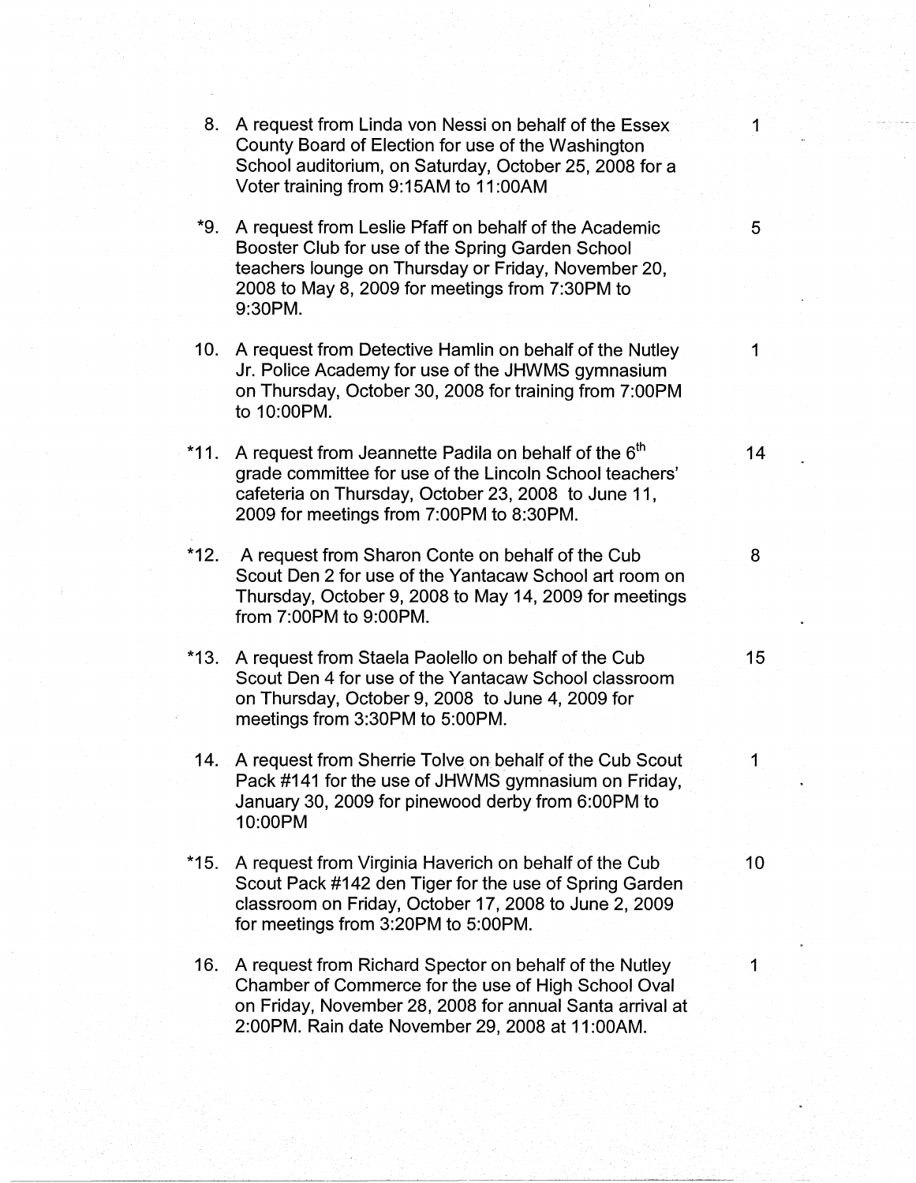| | | |
|---|---|---|
| 8. | A request from Linda von Nessi on behalf of the Essex County Board of Election for use of the Washington School auditorium, on Saturday, October 25, 2008 for a Voter training from 9:15AM to 11:00AM | 1 |
| *9. | A request from Leslie Pfaff on behalf of the Academic Booster Club for use of the Spring Garden School teachers lounge on Thursday or Friday, November 20, 2008 to May 8, 2009 for meetings from 7:30PM to 9:30PM. | 5 |
| 10. | A request from Detective Hamlin on behalf of the Nutley Jr. Police Academy for use of the JHWMS gymnasium on Thursday, October 30, 2008 for training from 7:00PM to 10:00PM. | 1 |
| *11. | A request from Jeannette Padila on behalf of the 6th grade committee for use of the Lincoln School teachers' cafeteria on Thursday, October 23, 2008 to June 11, 2009 for meetings from 7:00PM to 8:30PM. | 14 |
| *12. | A request from Sharon Conte on behalf of the Cub Scout Den 2 for use of the Yantacaw School art room on Thursday, October 9, 2008 to May 14, 2009 for meetings from 7:00PM to 9:00PM. | 8 |
| *13. | A request from Staela Paolello on behalf of the Cub Scout Den 4 for use of the Yantacaw School classroom on Thursday, October 9, 2008 to June 4, 2009 for meetings from 3:30PM to 5:00PM. | 15 |
| 14. | A request from Sherrie Tolve on behalf of the Cub Scout Pack #141 for the use of JHWMS gymnasium on Friday, January 30, 2009 for pinewood derby from 6:00PM to 10:00PM | 1 |
| *15. | A request from Virginia Haverich on behalf of the Cub Scout Pack #142 den Tiger for the use of Spring Garden classroom on Friday, October 17, 2008 to June 2, 2009 for meetings from 3:20PM to 5:00PM. | 10 |
| 16. | A request from Richard Spector on behalf of the Nutley Chamber of Commerce for the use of High School Oval on Friday, November 28, 2008 for annual Santa arrival at 2:00PM. Rain date November 29, 2008 at 11:00AM. | 1 |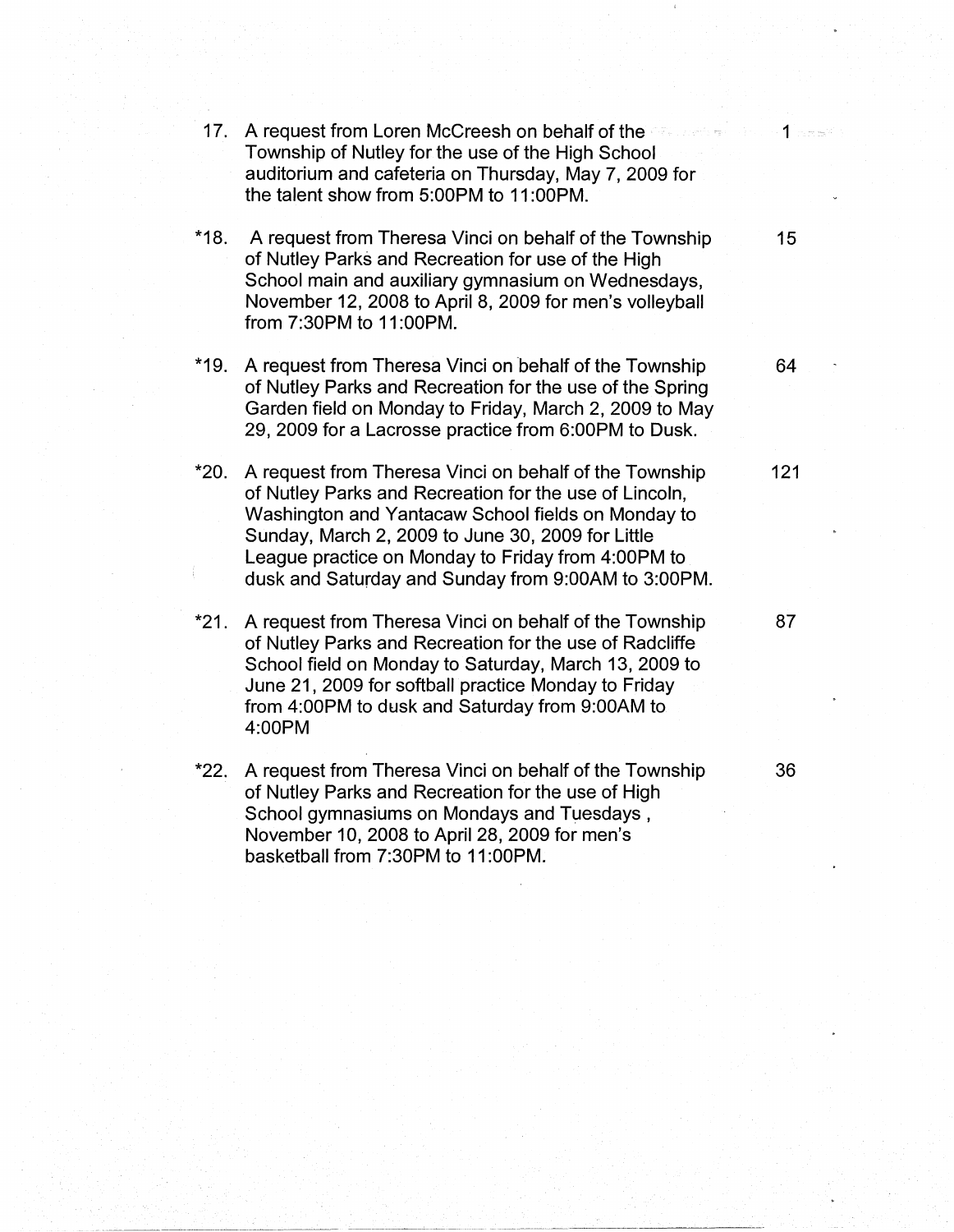| | | |
|---|---|---|
| 17. | A request from Loren McCreesh on behalf of the Township of Nutley for the use of the High School auditorium and cafeteria on Thursday, May 7, 2009 for the talent show from 5:00PM to 11:00PM. | 1 |
| *18. | A request from Theresa Vinci on behalf of the Township of Nutley Parks and Recreation for use of the High School main and auxiliary gymnasium on Wednesdays, November 12, 2008 to April 8, 2009 for men's volleyball from 7:30PM to 11:00PM. | 15 |
| *19. | A request from Theresa Vinci on behalf of the Township of Nutley Parks and Recreation for the use of the Spring Garden field on Monday to Friday, March 2, 2009 to May 29, 2009 for a Lacrosse practice from 6:00PM to Dusk. | 64 |
| *20. | A request from Theresa Vinci on behalf of the Township of Nutley Parks and Recreation for the use of Lincoln, Washington and Yantacaw School fields on Monday to Sunday, March 2, 2009 to June 30, 2009 for Little League practice on Monday to Friday from 4:00PM to dusk and Saturday and Sunday from 9:00AM to 3:00PM. | 121 |
| *21. | A request from Theresa Vinci on behalf of the Township of Nutley Parks and Recreation for the use of Radcliffe School field on Monday to Saturday, March 13, 2009 to June 21, 2009 for softball practice Monday to Friday from 4:00PM to dusk and Saturday from 9:00AM to 4:00PM | 87 |
| *22. | A request from Theresa Vinci on behalf of the Township of Nutley Parks and Recreation for the use of High School gymnasiums on Mondays and Tuesdays , November 10, 2008 to April 28, 2009 for men's basketball from 7:30PM to 11:00PM. | 36 |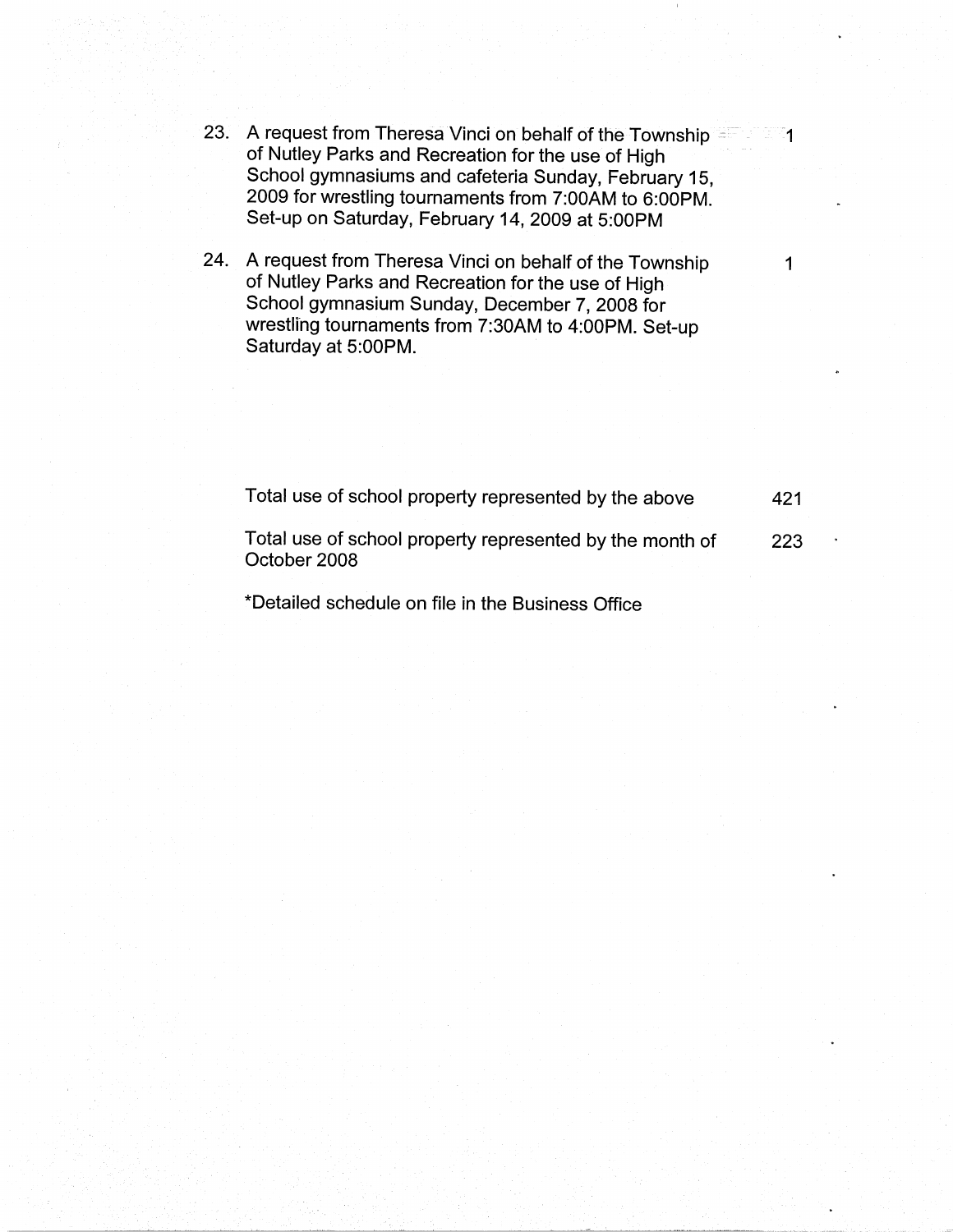| | |
|---|---|
| 23. A request from Theresa Vinci on behalf of the Township of Nutley Parks and Recreation for the use of High School gymnasiums and cafeteria Sunday, February 15, 2009 for wrestling tournaments from 7:00AM to 6:00PM. Set-up on Saturday, February 14, 2009 at 5:00PM | 1 |
| 24. A request from Theresa Vinci on behalf of the Township of Nutley Parks and Recreation for the use of High School gymnasium Sunday, December 7, 2008 for wrestling tournaments from 7:30AM to 4:00PM. Set-up Saturday at 5:00PM. | 1 |

| | |
|---|---|
| Total use of school property represented by the above | 421 |
| Total use of school property represented by the month of October 2008 | 223 |

*Detailed schedule on file in the Business Office